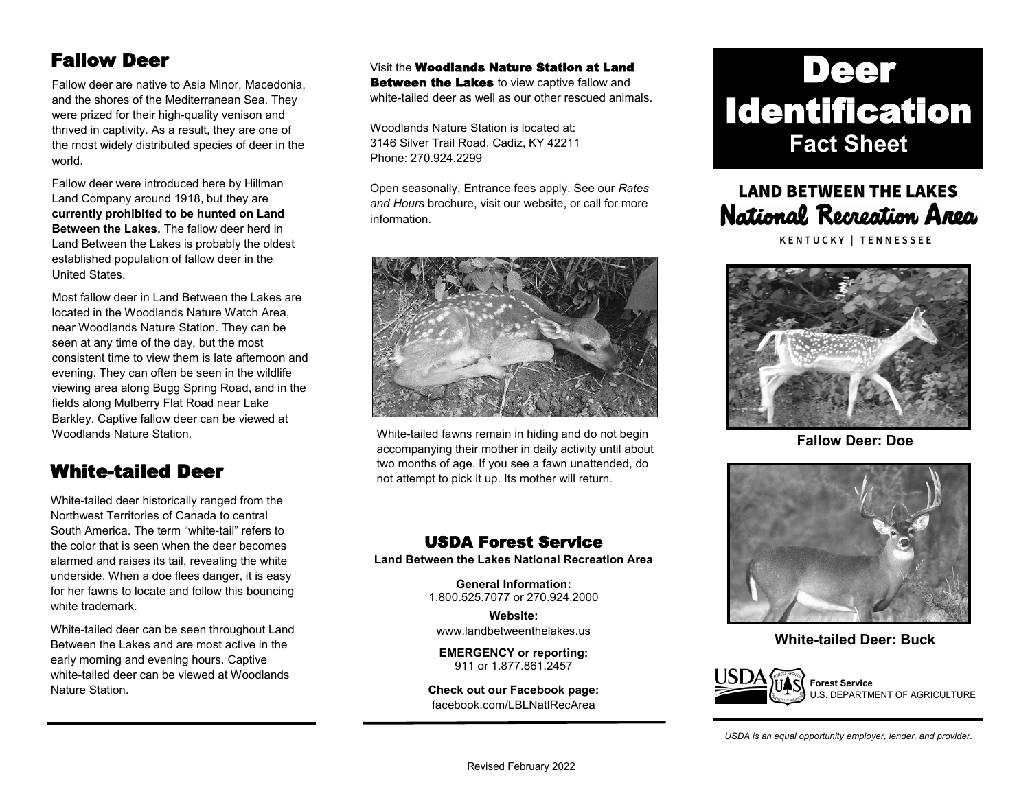## Fallow Deer

Fallow deer are native to Asia Minor, Macedonia, and the shores of the Mediterranean Sea. They were prized for their high-quality venison and thrived in captivity. As a result, they are one of the most widely distributed species of deer in the world.

Fallow deer were introduced here by Hillman Land Company around 1918, but they are **currently prohibited to be hunted on Land Between the Lakes.** The fallow deer herd in Land Between the Lakes is probably the oldest established population of fallow deer in the United States.

Most fallow deer in Land Between the Lakes are located in the Woodlands Nature Watch Area, near Woodlands Nature Station. They can be seen at any time of the day, but the most consistent time to view them is late afternoon and evening. They can often be seen in the wildlife viewing area along Bugg Spring Road, and in the fields along Mulberry Flat Road near Lake Barkley. Captive fallow deer can be viewed at Woodlands Nature Station.

## White-tailed Deer

White-tailed deer historically ranged from the Northwest Territories of Canada to central South America. The term "white-tail" refers to the color that is seen when the deer becomes alarmed and raises its tail, revealing the white underside. When a doe flees danger, it is easy for her fawns to locate and follow this bouncing white trademark.

White-tailed deer can be seen throughout Land Between the Lakes and are most active in the early morning and evening hours. Captive white-tailed deer can be viewed at Woodlands Nature Station.

Visit the **Woodlands Nature Station at Land Between the Lakes** to view captive fallow and white-tailed deer as well as our other rescued animals.

Woodlands Nature Station is located at:
3146 Silver Trail Road, Cadiz, KY 42211
Phone: 270.924.2299

Open seasonally, Entrance fees apply. See our *Rates and Hours* brochure, visit our website, or call for more information.

White-tailed fawns remain in hiding and do not begin accompanying their mother in daily activity until about two months of age. If you see a fawn unattended, do not attempt to pick it up. Its mother will return.

## USDA Forest Service

**Land Between the Lakes National Recreation Area**

**General Information:**
1.800.525.7077 or 270.924.2000

**Website:**
www.landbetweenthelakes.us

**EMERGENCY or reporting:**
911 or 1.877.861.2457

**Check out our Facebook page:**
facebook.com/LBLNatlRecArea

Revised February 2022

# Deer Identification

## Fact Sheet

**LAND BETWEEN THE LAKES**
**National Recreation Area**
KENTUCKY | TENNESSEE

**Fallow Deer: Doe**

**White-tailed Deer: Buck**

**Forest Service**
U.S. DEPARTMENT OF AGRICULTURE

*USDA is an equal opportunity employer, lender, and provider.*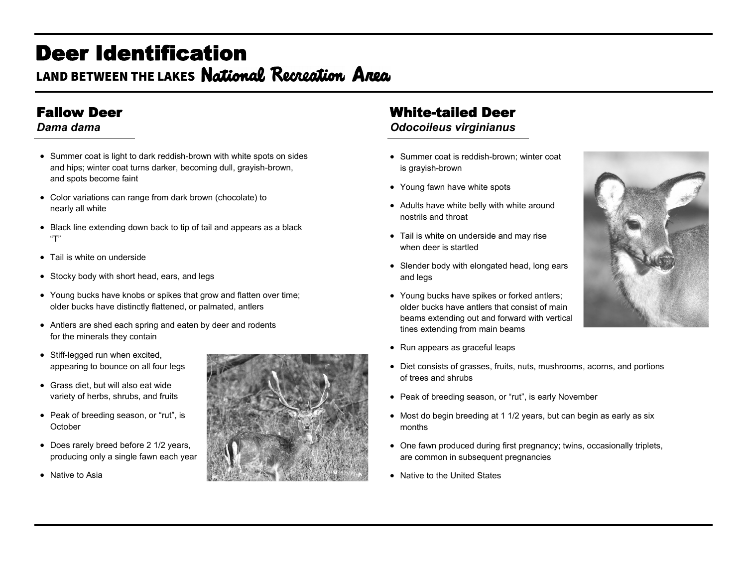# Deer Identification

**LAND BETWEEN THE LAKES** ***National Recreation Area***

## Fallow Deer

***Dama dama***

- Summer coat is light to dark reddish-brown with white spots on sides and hips; winter coat turns darker, becoming dull, grayish-brown, and spots become faint
- Color variations can range from dark brown (chocolate) to nearly all white
- Black line extending down back to tip of tail and appears as a black "T"
- Tail is white on underside
- Stocky body with short head, ears, and legs
- Young bucks have knobs or spikes that grow and flatten over time; older bucks have distinctly flattened, or palmated, antlers
- Antlers are shed each spring and eaten by deer and rodents for the minerals they contain
- Stiff-legged run when excited, appearing to bounce on all four legs
- Grass diet, but will also eat wide variety of herbs, shrubs, and fruits
- Peak of breeding season, or "rut", is October
- Does rarely breed before 2 1/2 years, producing only a single fawn each year
- Native to Asia

## White-tailed Deer

***Odocoileus virginianus***

- Summer coat is reddish-brown; winter coat is grayish-brown
- Young fawn have white spots
- Adults have white belly with white around nostrils and throat
- Tail is white on underside and may rise when deer is startled
- Slender body with elongated head, long ears and legs
- Young bucks have spikes or forked antlers; older bucks have antlers that consist of main beams extending out and forward with vertical tines extending from main beams
- Run appears as graceful leaps
- Diet consists of grasses, fruits, nuts, mushrooms, acorns, and portions of trees and shrubs
- Peak of breeding season, or "rut", is early November
- Most do begin breeding at 1 1/2 years, but can begin as early as six months
- One fawn produced during first pregnancy; twins, occasionally triplets, are common in subsequent pregnancies
- Native to the United States